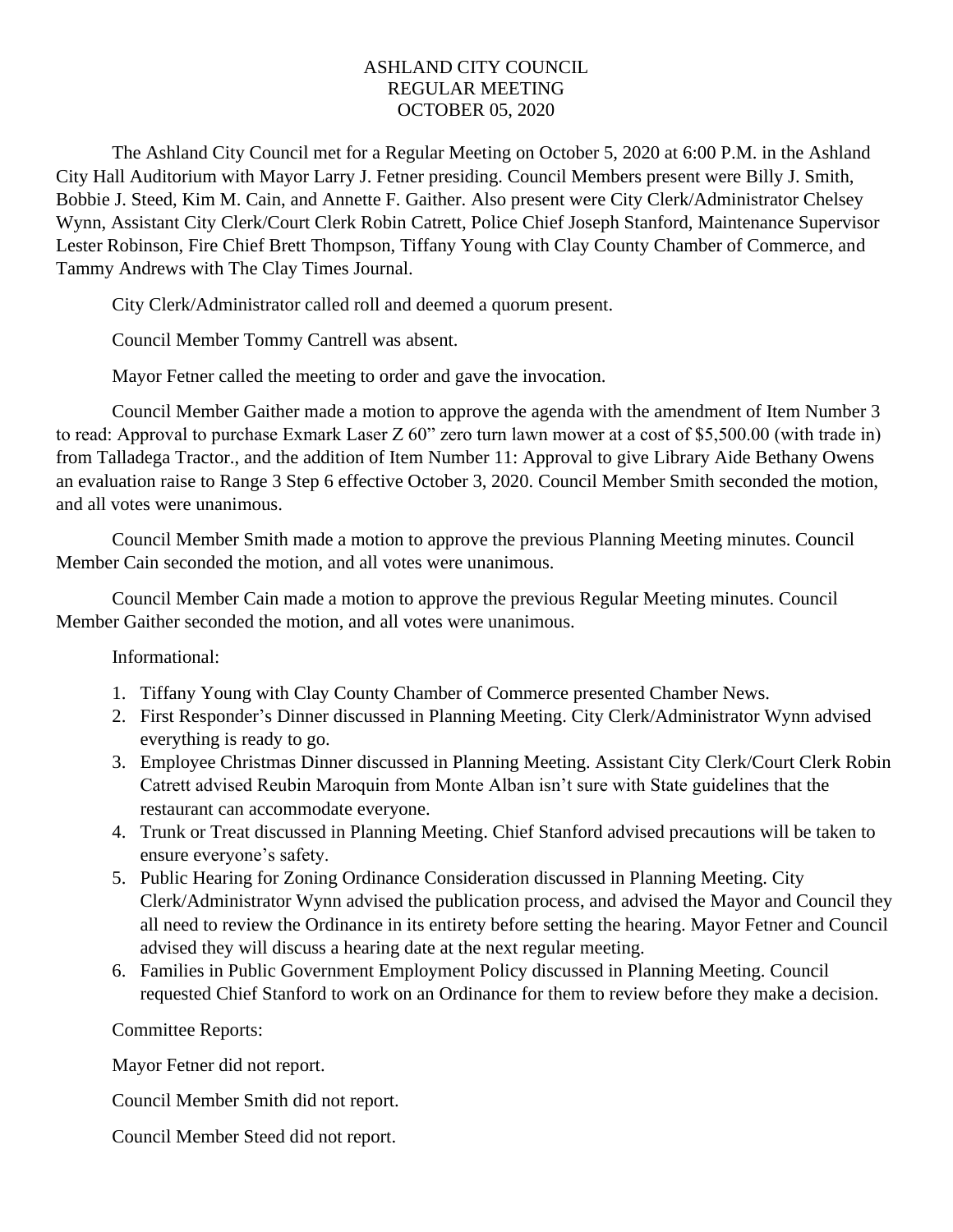ASHLAND CITY COUNCIL
REGULAR MEETING
OCTOBER 05, 2020

The Ashland City Council met for a Regular Meeting on October 5, 2020 at 6:00 P.M. in the Ashland City Hall Auditorium with Mayor Larry J. Fetner presiding. Council Members present were Billy J. Smith, Bobbie J. Steed, Kim M. Cain, and Annette F. Gaither. Also present were City Clerk/Administrator Chelsey Wynn, Assistant City Clerk/Court Clerk Robin Catrett, Police Chief Joseph Stanford, Maintenance Supervisor Lester Robinson, Fire Chief Brett Thompson, Tiffany Young with Clay County Chamber of Commerce, and Tammy Andrews with The Clay Times Journal.

City Clerk/Administrator called roll and deemed a quorum present.

Council Member Tommy Cantrell was absent.

Mayor Fetner called the meeting to order and gave the invocation.

Council Member Gaither made a motion to approve the agenda with the amendment of Item Number 3 to read: Approval to purchase Exmark Laser Z 60" zero turn lawn mower at a cost of $5,500.00 (with trade in) from Talladega Tractor., and the addition of Item Number 11: Approval to give Library Aide Bethany Owens an evaluation raise to Range 3 Step 6 effective October 3, 2020. Council Member Smith seconded the motion, and all votes were unanimous.

Council Member Smith made a motion to approve the previous Planning Meeting minutes. Council Member Cain seconded the motion, and all votes were unanimous.

Council Member Cain made a motion to approve the previous Regular Meeting minutes. Council Member Gaither seconded the motion, and all votes were unanimous.

Informational:

1. Tiffany Young with Clay County Chamber of Commerce presented Chamber News.
2. First Responder's Dinner discussed in Planning Meeting. City Clerk/Administrator Wynn advised everything is ready to go.
3. Employee Christmas Dinner discussed in Planning Meeting. Assistant City Clerk/Court Clerk Robin Catrett advised Reubin Maroquin from Monte Alban isn't sure with State guidelines that the restaurant can accommodate everyone.
4. Trunk or Treat discussed in Planning Meeting. Chief Stanford advised precautions will be taken to ensure everyone's safety.
5. Public Hearing for Zoning Ordinance Consideration discussed in Planning Meeting. City Clerk/Administrator Wynn advised the publication process, and advised the Mayor and Council they all need to review the Ordinance in its entirety before setting the hearing. Mayor Fetner and Council advised they will discuss a hearing date at the next regular meeting.
6. Families in Public Government Employment Policy discussed in Planning Meeting. Council requested Chief Stanford to work on an Ordinance for them to review before they make a decision.

Committee Reports:

Mayor Fetner did not report.

Council Member Smith did not report.

Council Member Steed did not report.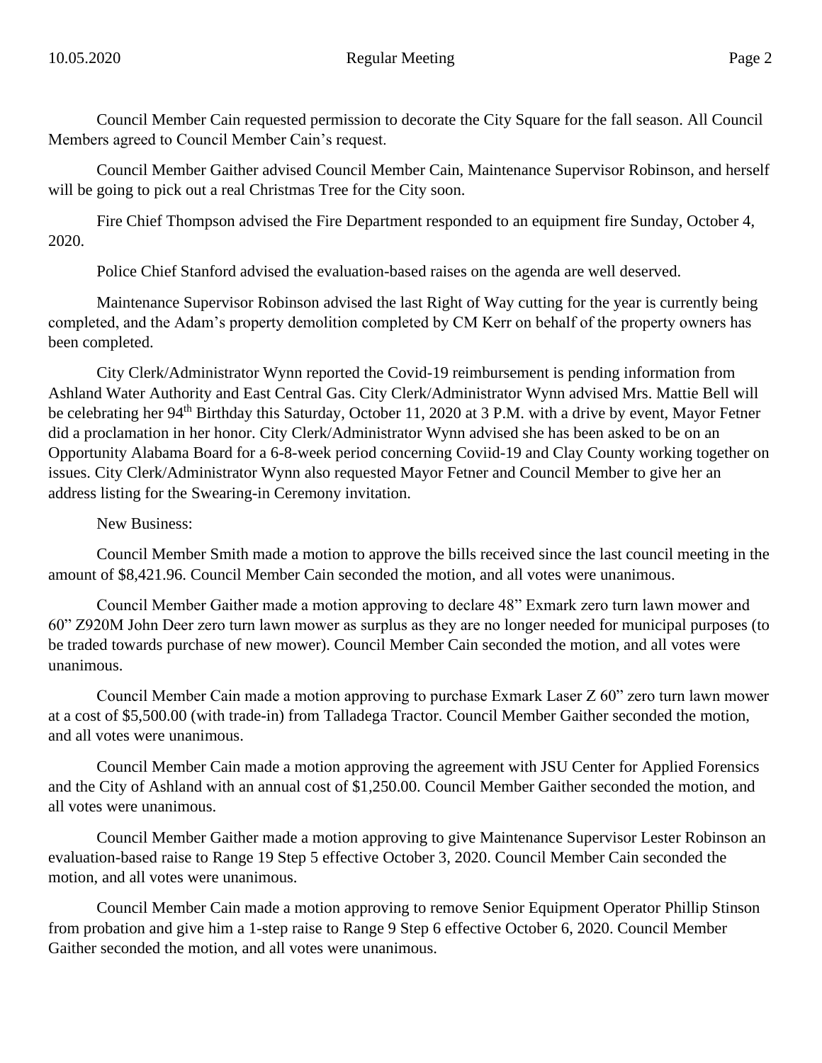Council Member Cain requested permission to decorate the City Square for the fall season. All Council Members agreed to Council Member Cain's request.

Council Member Gaither advised Council Member Cain, Maintenance Supervisor Robinson, and herself will be going to pick out a real Christmas Tree for the City soon.

Fire Chief Thompson advised the Fire Department responded to an equipment fire Sunday, October 4, 2020.

Police Chief Stanford advised the evaluation-based raises on the agenda are well deserved.

Maintenance Supervisor Robinson advised the last Right of Way cutting for the year is currently being completed, and the Adam's property demolition completed by CM Kerr on behalf of the property owners has been completed.

City Clerk/Administrator Wynn reported the Covid-19 reimbursement is pending information from Ashland Water Authority and East Central Gas. City Clerk/Administrator Wynn advised Mrs. Mattie Bell will be celebrating her 94th Birthday this Saturday, October 11, 2020 at 3 P.M. with a drive by event, Mayor Fetner did a proclamation in her honor. City Clerk/Administrator Wynn advised she has been asked to be on an Opportunity Alabama Board for a 6-8-week period concerning Coviid-19 and Clay County working together on issues. City Clerk/Administrator Wynn also requested Mayor Fetner and Council Member to give her an address listing for the Swearing-in Ceremony invitation.

New Business:

Council Member Smith made a motion to approve the bills received since the last council meeting in the amount of $8,421.96. Council Member Cain seconded the motion, and all votes were unanimous.

Council Member Gaither made a motion approving to declare 48" Exmark zero turn lawn mower and 60" Z920M John Deer zero turn lawn mower as surplus as they are no longer needed for municipal purposes (to be traded towards purchase of new mower). Council Member Cain seconded the motion, and all votes were unanimous.

Council Member Cain made a motion approving to purchase Exmark Laser Z 60" zero turn lawn mower at a cost of $5,500.00 (with trade-in) from Talladega Tractor. Council Member Gaither seconded the motion, and all votes were unanimous.

Council Member Cain made a motion approving the agreement with JSU Center for Applied Forensics and the City of Ashland with an annual cost of $1,250.00. Council Member Gaither seconded the motion, and all votes were unanimous.

Council Member Gaither made a motion approving to give Maintenance Supervisor Lester Robinson an evaluation-based raise to Range 19 Step 5 effective October 3, 2020. Council Member Cain seconded the motion, and all votes were unanimous.

Council Member Cain made a motion approving to remove Senior Equipment Operator Phillip Stinson from probation and give him a 1-step raise to Range 9 Step 6 effective October 6, 2020. Council Member Gaither seconded the motion, and all votes were unanimous.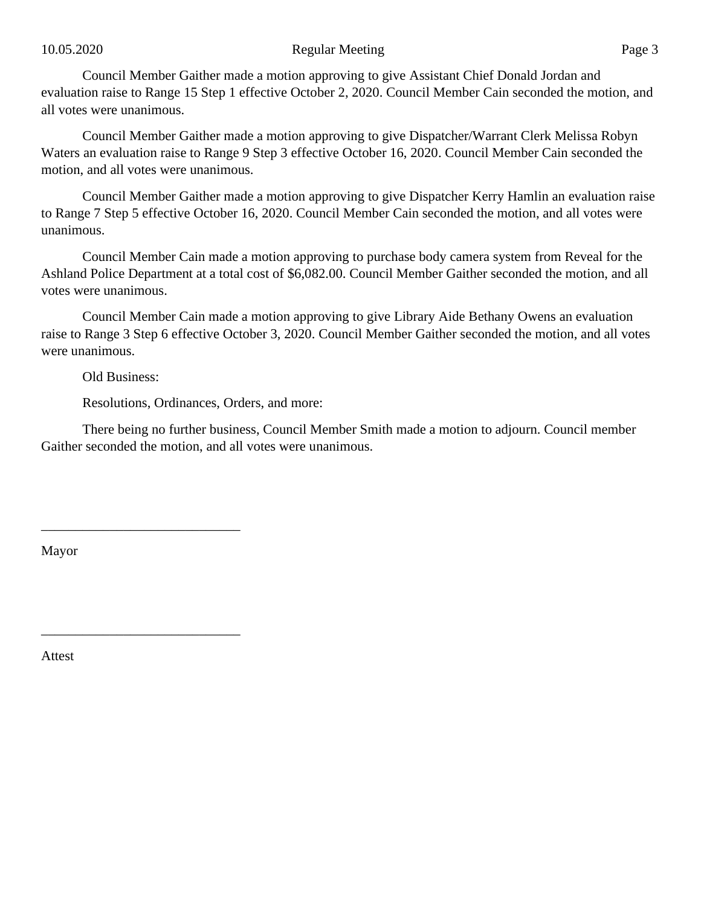Council Member Gaither made a motion approving to give Assistant Chief Donald Jordan and evaluation raise to Range 15 Step 1 effective October 2, 2020. Council Member Cain seconded the motion, and all votes were unanimous.

Council Member Gaither made a motion approving to give Dispatcher/Warrant Clerk Melissa Robyn Waters an evaluation raise to Range 9 Step 3 effective October 16, 2020. Council Member Cain seconded the motion, and all votes were unanimous.

Council Member Gaither made a motion approving to give Dispatcher Kerry Hamlin an evaluation raise to Range 7 Step 5 effective October 16, 2020. Council Member Cain seconded the motion, and all votes were unanimous.

Council Member Cain made a motion approving to purchase body camera system from Reveal for the Ashland Police Department at a total cost of $6,082.00. Council Member Gaither seconded the motion, and all votes were unanimous.

Council Member Cain made a motion approving to give Library Aide Bethany Owens an evaluation raise to Range 3 Step 6 effective October 3, 2020. Council Member Gaither seconded the motion, and all votes were unanimous.

Old Business:

Resolutions, Ordinances, Orders, and more:

There being no further business, Council Member Smith made a motion to adjourn. Council member Gaither seconded the motion, and all votes were unanimous.

_____________________________

Mayor

_____________________________

Attest